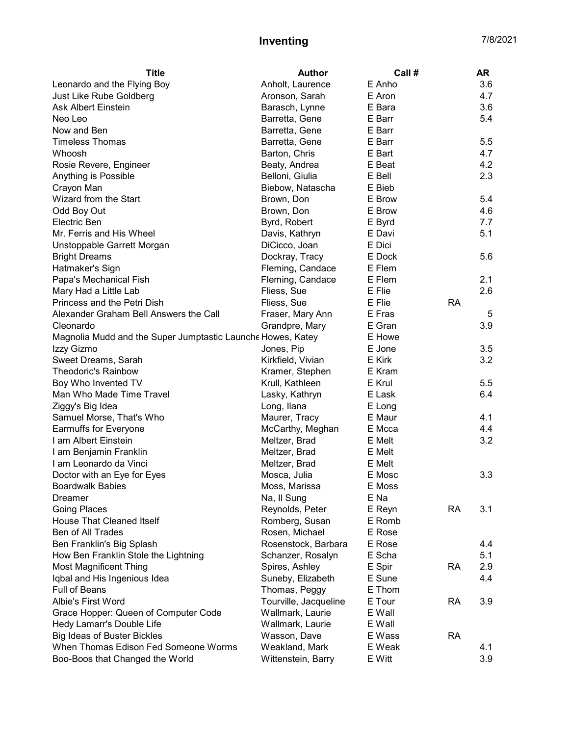# Inventing

7/8/2021

| Title | Author | Call # | | AR |
|---|---|---|---|---|
| Leonardo and the Flying Boy | Anholt, Laurence | E Anho | | 3.6 |
| Just Like Rube Goldberg | Aronson, Sarah | E Aron | | 4.7 |
| Ask Albert Einstein | Barasch, Lynne | E Bara | | 3.6 |
| Neo Leo | Barretta, Gene | E Barr | | 5.4 |
| Now and Ben | Barretta, Gene | E Barr | | |
| Timeless Thomas | Barretta, Gene | E Barr | | 5.5 |
| Whoosh | Barton, Chris | E Bart | | 4.7 |
| Rosie Revere, Engineer | Beaty, Andrea | E Beat | | 4.2 |
| Anything is Possible | Belloni, Giulia | E Bell | | 2.3 |
| Crayon Man | Biebow, Natascha | E Bieb | | |
| Wizard from the Start | Brown, Don | E Brow | | 5.4 |
| Odd Boy Out | Brown, Don | E Brow | | 4.6 |
| Electric Ben | Byrd, Robert | E Byrd | | 7.7 |
| Mr. Ferris and His Wheel | Davis, Kathryn | E Davi | | 5.1 |
| Unstoppable Garrett Morgan | DiCicco, Joan | E Dici | | |
| Bright Dreams | Dockray, Tracy | E Dock | | 5.6 |
| Hatmaker's Sign | Fleming, Candace | E Flem | | |
| Papa's Mechanical Fish | Fleming, Candace | E Flem | | 2.1 |
| Mary Had a Little Lab | Fliess, Sue | E Flie | | 2.6 |
| Princess and the Petri Dish | Fliess, Sue | E Flie | RA | |
| Alexander Graham Bell Answers the Call | Fraser, Mary Ann | E Fras | | 5 |
| Cleonardo | Grandpre, Mary | E Gran | | 3.9 |
| Magnolia Mudd and the Super Jumptastic Launche | Howes, Katey | E Howe | | |
| Izzy Gizmo | Jones, Pip | E Jone | | 3.5 |
| Sweet Dreams, Sarah | Kirkfield, Vivian | E Kirk | | 3.2 |
| Theodoric's Rainbow | Kramer, Stephen | E Kram | | |
| Boy Who Invented TV | Krull, Kathleen | E Krul | | 5.5 |
| Man Who Made Time Travel | Lasky, Kathryn | E Lask | | 6.4 |
| Ziggy's Big Idea | Long, Ilana | E Long | | |
| Samuel Morse, That's Who | Maurer, Tracy | E Maur | | 4.1 |
| Earmuffs for Everyone | McCarthy, Meghan | E Mcca | | 4.4 |
| I am Albert Einstein | Meltzer, Brad | E Melt | | 3.2 |
| I am Benjamin Franklin | Meltzer, Brad | E Melt | | |
| I am Leonardo da Vinci | Meltzer, Brad | E Melt | | |
| Doctor with an Eye for Eyes | Mosca, Julia | E Mosc | | 3.3 |
| Boardwalk Babies | Moss, Marissa | E Moss | | |
| Dreamer | Na, Il Sung | E Na | | |
| Going Places | Reynolds, Peter | E Reyn | RA | 3.1 |
| House That Cleaned Itself | Romberg, Susan | E Romb | | |
| Ben of All Trades | Rosen, Michael | E Rose | | |
| Ben Franklin's Big Splash | Rosenstock, Barbara | E Rose | | 4.4 |
| How Ben Franklin Stole the Lightning | Schanzer, Rosalyn | E Scha | | 5.1 |
| Most Magnificent Thing | Spires, Ashley | E Spir | RA | 2.9 |
| Iqbal and His Ingenious Idea | Suneby, Elizabeth | E Sune | | 4.4 |
| Full of Beans | Thomas, Peggy | E Thom | | |
| Albie's First Word | Tourville, Jacqueline | E Tour | RA | 3.9 |
| Grace Hopper: Queen of Computer Code | Wallmark, Laurie | E Wall | | |
| Hedy Lamarr's Double Life | Wallmark, Laurie | E Wall | | |
| Big Ideas of Buster Bickles | Wasson, Dave | E Wass | RA | |
| When Thomas Edison Fed Someone Worms | Weakland, Mark | E Weak | | 4.1 |
| Boo-Boos that Changed the World | Wittenstein, Barry | E Witt | | 3.9 |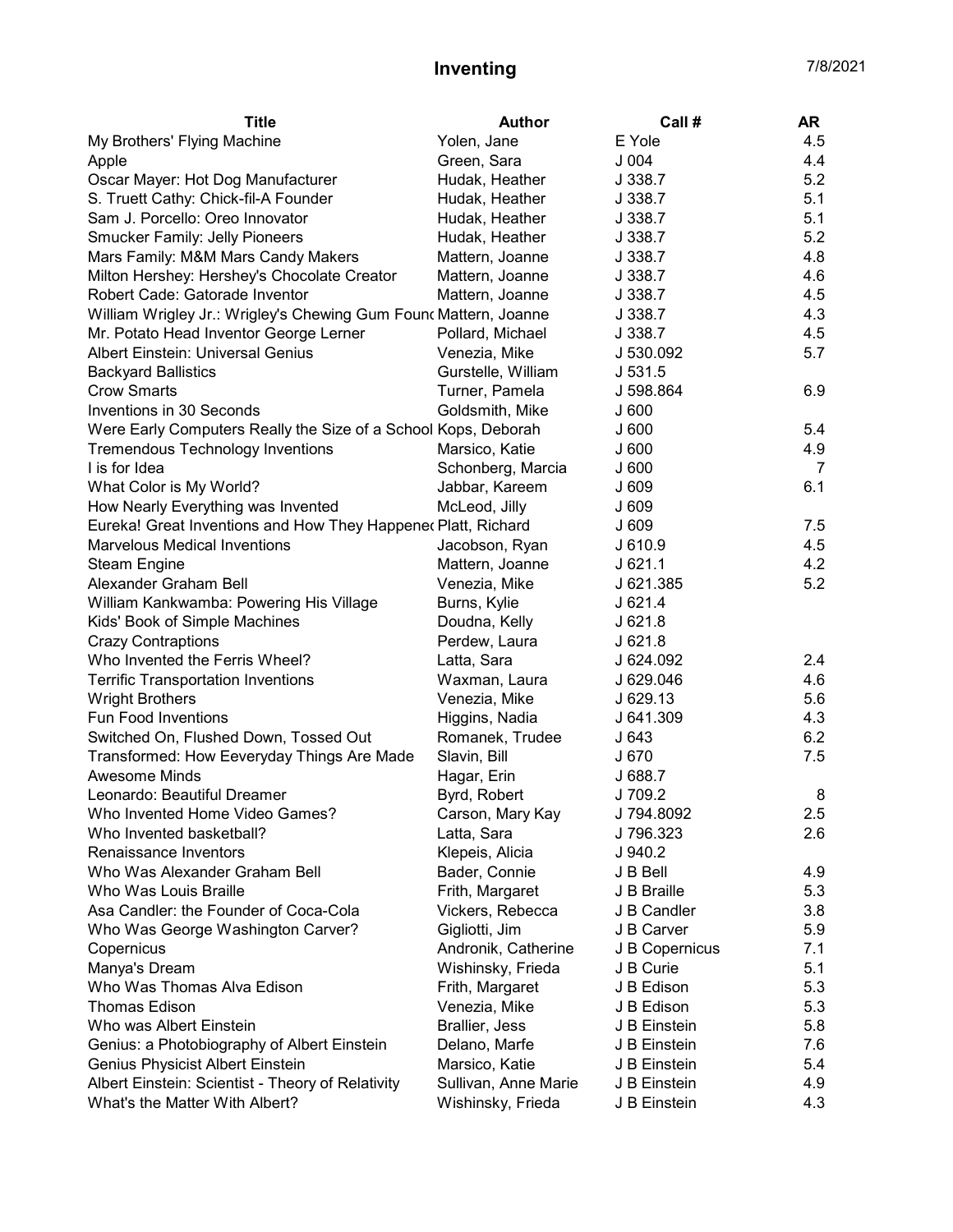# Inventing

7/8/2021

| Title | Author | Call # | AR |
|---|---|---|---|
| My Brothers' Flying Machine | Yolen, Jane | E Yole | 4.5 |
| Apple | Green, Sara | J 004 | 4.4 |
| Oscar Mayer: Hot Dog Manufacturer | Hudak, Heather | J 338.7 | 5.2 |
| S. Truett Cathy: Chick-fil-A Founder | Hudak, Heather | J 338.7 | 5.1 |
| Sam J. Porcello: Oreo Innovator | Hudak, Heather | J 338.7 | 5.1 |
| Smucker Family: Jelly Pioneers | Hudak, Heather | J 338.7 | 5.2 |
| Mars Family: M&M Mars Candy Makers | Mattern, Joanne | J 338.7 | 4.8 |
| Milton Hershey: Hershey's Chocolate Creator | Mattern, Joanne | J 338.7 | 4.6 |
| Robert Cade: Gatorade Inventor | Mattern, Joanne | J 338.7 | 4.5 |
| William Wrigley Jr.: Wrigley's Chewing Gum Founc | Mattern, Joanne | J 338.7 | 4.3 |
| Mr. Potato Head Inventor George Lerner | Pollard, Michael | J 338.7 | 4.5 |
| Albert Einstein: Universal Genius | Venezia, Mike | J 530.092 | 5.7 |
| Backyard Ballistics | Gurstelle, William | J 531.5 | |
| Crow Smarts | Turner, Pamela | J 598.864 | 6.9 |
| Inventions in 30 Seconds | Goldsmith, Mike | J 600 | |
| Were Early Computers Really the Size of a School | Kops, Deborah | J 600 | 5.4 |
| Tremendous Technology Inventions | Marsico, Katie | J 600 | 4.9 |
| I is for Idea | Schonberg, Marcia | J 600 | 7 |
| What Color is My World? | Jabbar, Kareem | J 609 | 6.1 |
| How Nearly Everything was Invented | McLeod, Jilly | J 609 | |
| Eureka! Great Inventions and How They Happenec | Platt, Richard | J 609 | 7.5 |
| Marvelous Medical Inventions | Jacobson, Ryan | J 610.9 | 4.5 |
| Steam Engine | Mattern, Joanne | J 621.1 | 4.2 |
| Alexander Graham Bell | Venezia, Mike | J 621.385 | 5.2 |
| William Kankwamba: Powering His Village | Burns, Kylie | J 621.4 | |
| Kids' Book of Simple Machines | Doudna, Kelly | J 621.8 | |
| Crazy Contraptions | Perdew, Laura | J 621.8 | |
| Who Invented the Ferris Wheel? | Latta, Sara | J 624.092 | 2.4 |
| Terrific Transportation Inventions | Waxman, Laura | J 629.046 | 4.6 |
| Wright Brothers | Venezia, Mike | J 629.13 | 5.6 |
| Fun Food Inventions | Higgins, Nadia | J 641.309 | 4.3 |
| Switched On, Flushed Down, Tossed Out | Romanek, Trudee | J 643 | 6.2 |
| Transformed: How Eeveryday Things Are Made | Slavin, Bill | J 670 | 7.5 |
| Awesome Minds | Hagar, Erin | J 688.7 | |
| Leonardo: Beautiful Dreamer | Byrd, Robert | J 709.2 | 8 |
| Who Invented Home Video Games? | Carson, Mary Kay | J 794.8092 | 2.5 |
| Who Invented basketball? | Latta, Sara | J 796.323 | 2.6 |
| Renaissance Inventors | Klepeis, Alicia | J 940.2 | |
| Who Was Alexander Graham Bell | Bader, Connie | J B Bell | 4.9 |
| Who Was Louis Braille | Frith, Margaret | J B Braille | 5.3 |
| Asa Candler: the Founder of Coca-Cola | Vickers, Rebecca | J B Candler | 3.8 |
| Who Was George Washington Carver? | Gigliotti, Jim | J B Carver | 5.9 |
| Copernicus | Andronik, Catherine | J B Copernicus | 7.1 |
| Manya's Dream | Wishinsky, Frieda | J B Curie | 5.1 |
| Who Was Thomas Alva Edison | Frith, Margaret | J B Edison | 5.3 |
| Thomas Edison | Venezia, Mike | J B Edison | 5.3 |
| Who was Albert Einstein | Brallier, Jess | J B Einstein | 5.8 |
| Genius: a Photobiography of Albert Einstein | Delano, Marfe | J B Einstein | 7.6 |
| Genius Physicist Albert Einstein | Marsico, Katie | J B Einstein | 5.4 |
| Albert Einstein: Scientist - Theory of Relativity | Sullivan, Anne Marie | J B Einstein | 4.9 |
| What's the Matter With Albert? | Wishinsky, Frieda | J B Einstein | 4.3 |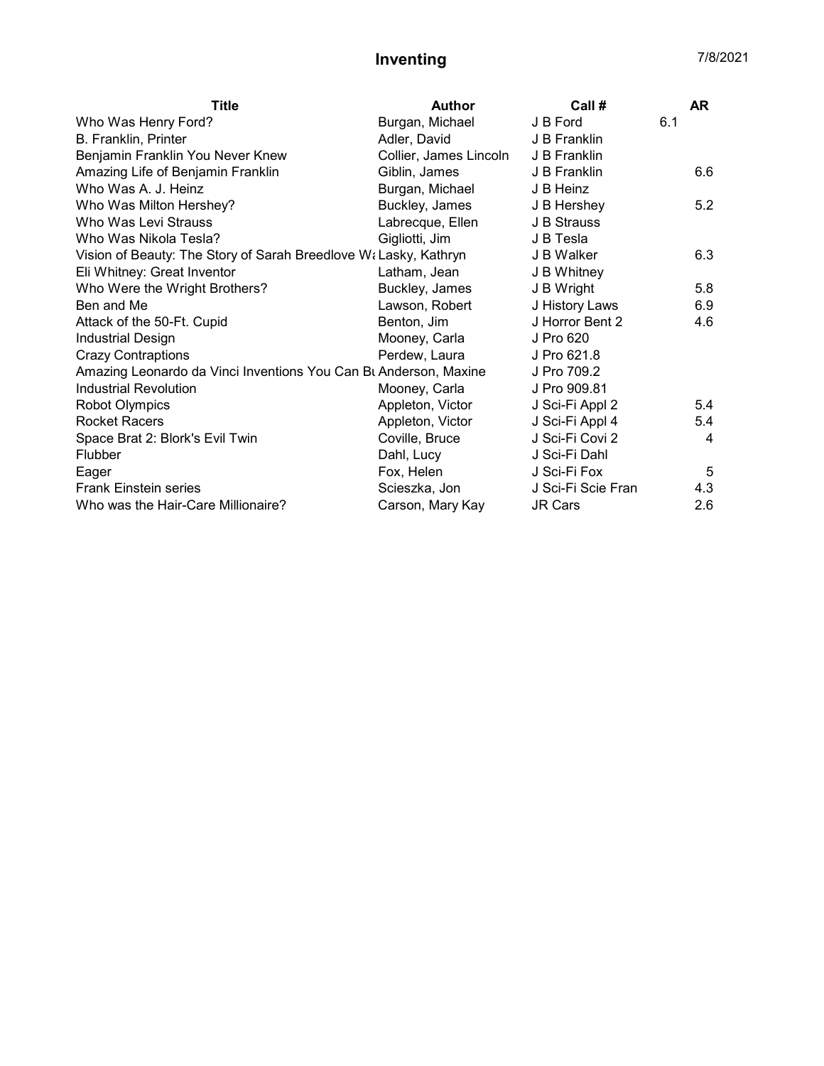# Inventing

7/8/2021

| Title | Author | Call # | AR |
| --- | --- | --- | --- |
| Who Was Henry Ford? | Burgan, Michael | J B Ford | 6.1 |
| B. Franklin, Printer | Adler, David | J B Franklin | |
| Benjamin Franklin You Never Knew | Collier, James Lincoln | J B Franklin | |
| Amazing Life of Benjamin Franklin | Giblin, James | J B Franklin | 6.6 |
| Who Was A. J. Heinz | Burgan, Michael | J B Heinz | |
| Who Was Milton Hershey? | Buckley, James | J B Hershey | 5.2 |
| Who Was Levi Strauss | Labrecque, Ellen | J B Strauss | |
| Who Was Nikola Tesla? | Gigliotti, Jim | J B Tesla | |
| Vision of Beauty: The Story of Sarah Breedlove Wa | Lasky, Kathryn | J B Walker | 6.3 |
| Eli Whitney: Great Inventor | Latham, Jean | J B Whitney | |
| Who Were the Wright Brothers? | Buckley, James | J B Wright | 5.8 |
| Ben and Me | Lawson, Robert | J History Laws | 6.9 |
| Attack of the 50-Ft. Cupid | Benton, Jim | J Horror Bent 2 | 4.6 |
| Industrial Design | Mooney, Carla | J Pro 620 | |
| Crazy Contraptions | Perdew, Laura | J Pro 621.8 | |
| Amazing Leonardo da Vinci Inventions You Can Bu | Anderson, Maxine | J Pro 709.2 | |
| Industrial Revolution | Mooney, Carla | J Pro 909.81 | |
| Robot Olympics | Appleton, Victor | J Sci-Fi Appl 2 | 5.4 |
| Rocket Racers | Appleton, Victor | J Sci-Fi Appl 4 | 5.4 |
| Space Brat 2: Blork's Evil Twin | Coville, Bruce | J Sci-Fi Covi 2 | 4 |
| Flubber | Dahl, Lucy | J Sci-Fi Dahl | |
| Eager | Fox, Helen | J Sci-Fi Fox | 5 |
| Frank Einstein series | Scieszka, Jon | J Sci-Fi Scie Fran | 4.3 |
| Who was the Hair-Care Millionaire? | Carson, Mary Kay | JR Cars | 2.6 |